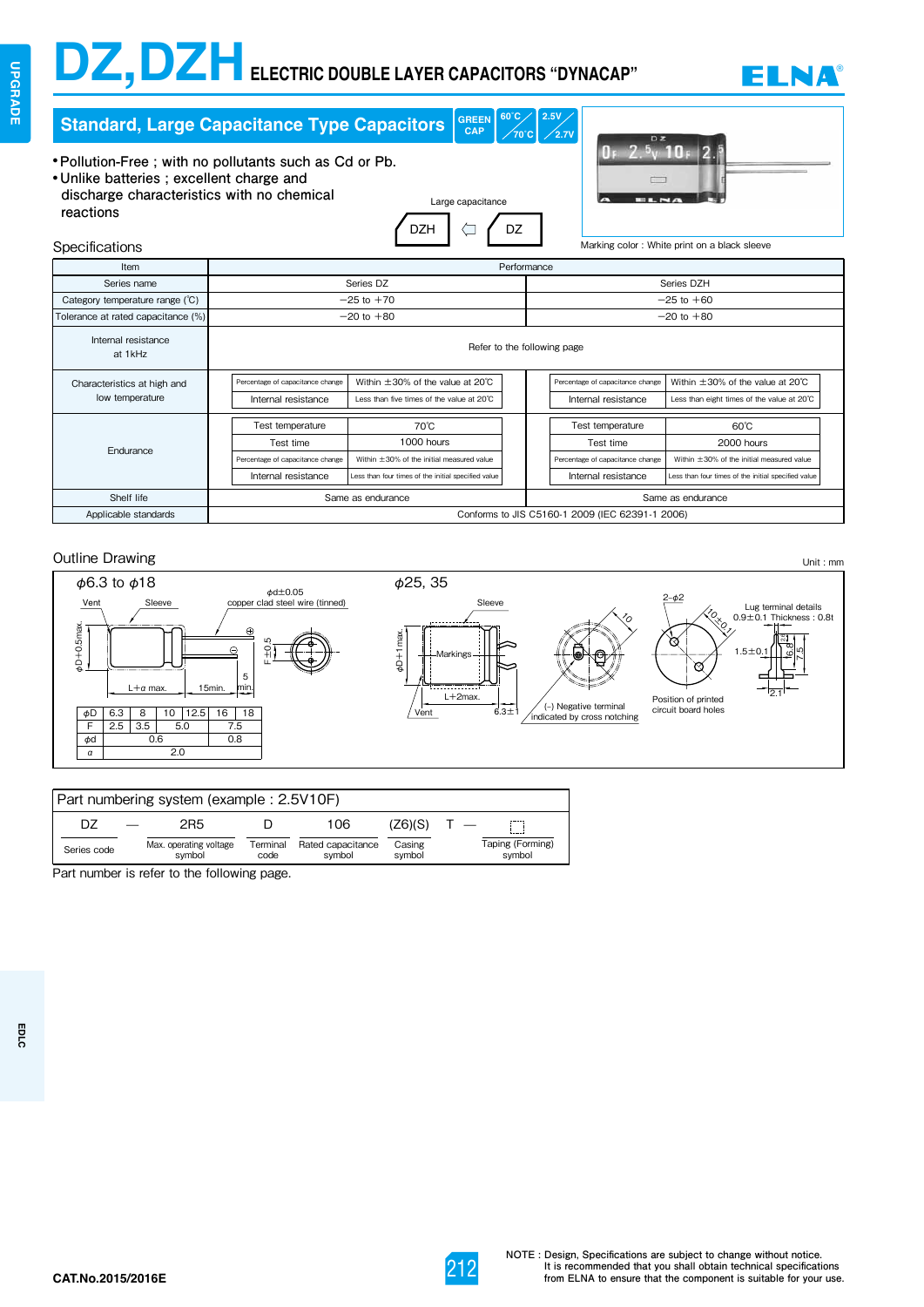# DZ,DZH ELECTRIC DOUBLE LAYER CAPACITORS "DYNACAP"

## Standard, Large Capacitance Type Capacitors

GREEN CAP | 60°C / 70°C | 2.5V / 2.7V

- Pollution-Free ; with no pollutants such as Cd or Pb.
- Unlike batteries ; excellent charge and discharge characteristics with no chemical reactions

Large capacitance

DZH ⇦ DZ

Marking color : White print on a black sleeve

### Specifications

| Item | Performance | |
|---|---|---|
| Series name | Series DZ | Series DZH |
| Category temperature range (℃) | −25 to +70 | −25 to +60 |
| Tolerance at rated capacitance (%) | −20 to +80 | −20 to +80 |
| Internal resistance at 1kHz | Refer to the following page | |
| Characteristics at high and low temperature | Percentage of capacitance change: Within ±30% of the value at 20℃; Internal resistance: Less than five times of the value at 20℃ | Percentage of capacitance change: Within ±30% of the value at 20℃; Internal resistance: Less than eight times of the value at 20℃ |
| Endurance | Test temperature: 70℃; Test time: 1000 hours; Percentage of capacitance change: Within ±30% of the initial measured value; Internal resistance: Less than four times of the initial specified value | Test temperature: 60℃; Test time: 2000 hours; Percentage of capacitance change: Within ±30% of the initial measured value; Internal resistance: Less than four times of the initial specified value |
| Shelf life | Same as endurance | Same as endurance |
| Applicable standards | Conforms to JIS C5160-1 2009 (IEC 62391-1 2006) | |

### Outline Drawing

Unit : mm

**ϕ6.3 to ϕ18**

Vent, Sleeve, ϕd±0.05 copper clad steel wire (tinned), ϕD+0.5max., L+α max., 15min., 5 min., F±0.5

| ϕD | 6.3 | 8 | 10 | 12.5 | 16 | 18 |
|---|---|---|---|---|---|---|
| F | 2.5 | 3.5 | 5.0 | | 7.5 | |
| ϕd | 0.6 | | | | 0.8 | |
| α | 2.0 | | | | | |

**ϕ25, 35**

Sleeve, Markings, ϕD+1max., L+2max., Vent, 6.3±1, 10, (-) Negative terminal indicated by cross notching, 2−ϕ2, 10±0.1, Position of printed circuit board holes, Lug terminal details 0.9±0.1 Thickness : 0.8t, 1.5±0.1, 6.8, 7.5, 2.1

### Part numbering system (example : 2.5V10F)

| DZ | — | 2R5 | D | 106 | (Z6)(S) | T — □ |
|---|---|---|---|---|---|---|
| Series code | | Max. operating voltage symbol | Terminal code | Rated capacitance symbol | Casing symbol | Taping (Forming) symbol |

Part number is refer to the following page.

CAT.No.2015/2016E

NOTE : Design, Specifications are subject to change without notice. It is recommended that you shall obtain technical specifications from ELNA to ensure that the component is suitable for your use.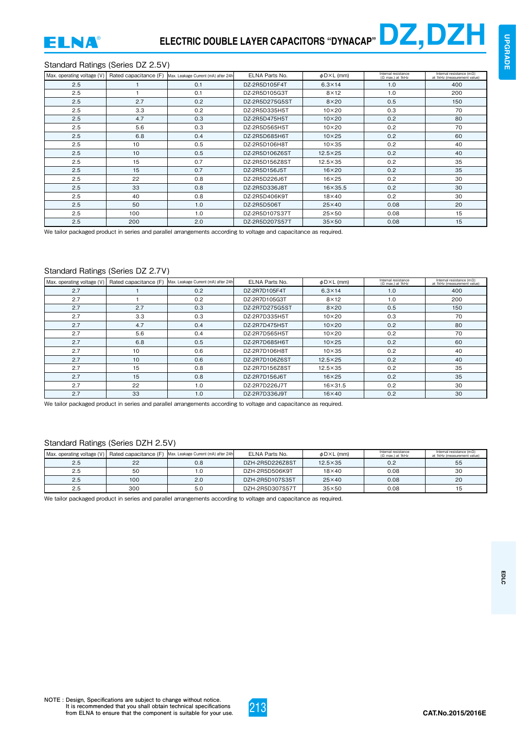### Standard Ratings (Series DZ 2.5V)

| Max. operating voltage (V) | Rated capacitance (F) | Max. Leakage Current (mA) after 24h | ELNA Parts No. | φD×L (mm) | Internal resistance (Ω max.) at 1kHz | Internal resistance (mΩ) at 1kHz (measurement value) |
|---|---|---|---|---|---|---|
| 2.5 | 1 | 0.1 | DZ-2R5D105F4T | 6.3×14 | 1.0 | 400 |
| 2.5 | 1 | 0.1 | DZ-2R5D105G3T | 8×12 | 1.0 | 200 |
| 2.5 | 2.7 | 0.2 | DZ-2R5D275G5ST | 8×20 | 0.5 | 150 |
| 2.5 | 3.3 | 0.2 | DZ-2R5D335H5T | 10×20 | 0.3 | 70 |
| 2.5 | 4.7 | 0.3 | DZ-2R5D475H5T | 10×20 | 0.2 | 80 |
| 2.5 | 5.6 | 0.3 | DZ-2R5D565H5T | 10×20 | 0.2 | 70 |
| 2.5 | 6.8 | 0.4 | DZ-2R5D685H6T | 10×25 | 0.2 | 60 |
| 2.5 | 10 | 0.5 | DZ-2R5D106H8T | 10×35 | 0.2 | 40 |
| 2.5 | 10 | 0.5 | DZ-2R5D106Z6ST | 12.5×25 | 0.2 | 40 |
| 2.5 | 15 | 0.7 | DZ-2R5D156Z8ST | 12.5×35 | 0.2 | 35 |
| 2.5 | 15 | 0.7 | DZ-2R5D156J5T | 16×20 | 0.2 | 35 |
| 2.5 | 22 | 0.8 | DZ-2R5D226J6T | 16×25 | 0.2 | 30 |
| 2.5 | 33 | 0.8 | DZ-2R5D336J8T | 16×35.5 | 0.2 | 30 |
| 2.5 | 40 | 0.8 | DZ-2R5D406K9T | 18×40 | 0.2 | 30 |
| 2.5 | 50 | 1.0 | DZ-2R5D506T | 25×40 | 0.08 | 20 |
| 2.5 | 100 | 1.0 | DZ-2R5D107S37T | 25×50 | 0.08 | 15 |
| 2.5 | 200 | 2.0 | DZ-2R5D207S57T | 35×50 | 0.08 | 15 |

We tailor packaged product in series and parallel arrangements according to voltage and capacitance as required.

### Standard Ratings (Series DZ 2.7V)

| Max. operating voltage (V) | Rated capacitance (F) | Max. Leakage Current (mA) after 24h | ELNA Parts No. | φD×L (mm) | Internal resistance (Ω max.) at 1kHz | Internal resistance (mΩ) at 1kHz (measurement value) |
|---|---|---|---|---|---|---|
| 2.7 | 1 | 0.2 | DZ-2R7D105F4T | 6.3×14 | 1.0 | 400 |
| 2.7 | 1 | 0.2 | DZ-2R7D105G3T | 8×12 | 1.0 | 200 |
| 2.7 | 2.7 | 0.3 | DZ-2R7D275G5ST | 8×20 | 0.5 | 150 |
| 2.7 | 3.3 | 0.3 | DZ-2R7D335H5T | 10×20 | 0.3 | 70 |
| 2.7 | 4.7 | 0.4 | DZ-2R7D475H5T | 10×20 | 0.2 | 80 |
| 2.7 | 5.6 | 0.4 | DZ-2R7D565H5T | 10×20 | 0.2 | 70 |
| 2.7 | 6.8 | 0.5 | DZ-2R7D685H6T | 10×25 | 0.2 | 60 |
| 2.7 | 10 | 0.6 | DZ-2R7D106H8T | 10×35 | 0.2 | 40 |
| 2.7 | 10 | 0.6 | DZ-2R7D106Z6ST | 12.5×25 | 0.2 | 40 |
| 2.7 | 15 | 0.8 | DZ-2R7D156Z8ST | 12.5×35 | 0.2 | 35 |
| 2.7 | 15 | 0.8 | DZ-2R7D156J6T | 16×25 | 0.2 | 35 |
| 2.7 | 22 | 1.0 | DZ-2R7D226J7T | 16×31.5 | 0.2 | 30 |
| 2.7 | 33 | 1.0 | DZ-2R7D336J9T | 16×40 | 0.2 | 30 |

We tailor packaged product in series and parallel arrangements according to voltage and capacitance as required.

### Standard Ratings (Series DZH 2.5V)

| Max. operating voltage (V) | Rated capacitance (F) | Max. Leakage Current (mA) after 24h | ELNA Parts No. | φD×L (mm) | Internal resistance (Ω max.) at 1kHz | Internal resistance (mΩ) at 1kHz (measurement value) |
|---|---|---|---|---|---|---|
| 2.5 | 22 | 0.8 | DZH-2R5D226Z8ST | 12.5×35 | 0.2 | 55 |
| 2.5 | 50 | 1.0 | DZH-2R5D506K9T | 18×40 | 0.08 | 30 |
| 2.5 | 100 | 2.0 | DZH-2R5D107S35T | 25×40 | 0.08 | 20 |
| 2.5 | 300 | 5.0 | DZH-2R5D307S57T | 35×50 | 0.08 | 15 |

We tailor packaged product in series and parallel arrangements according to voltage and capacitance as required.

NOTE : Design, Specifications are subject to change without notice.
It is recommended that you shall obtain technical specifications from ELNA to ensure that the component is suitable for your use.